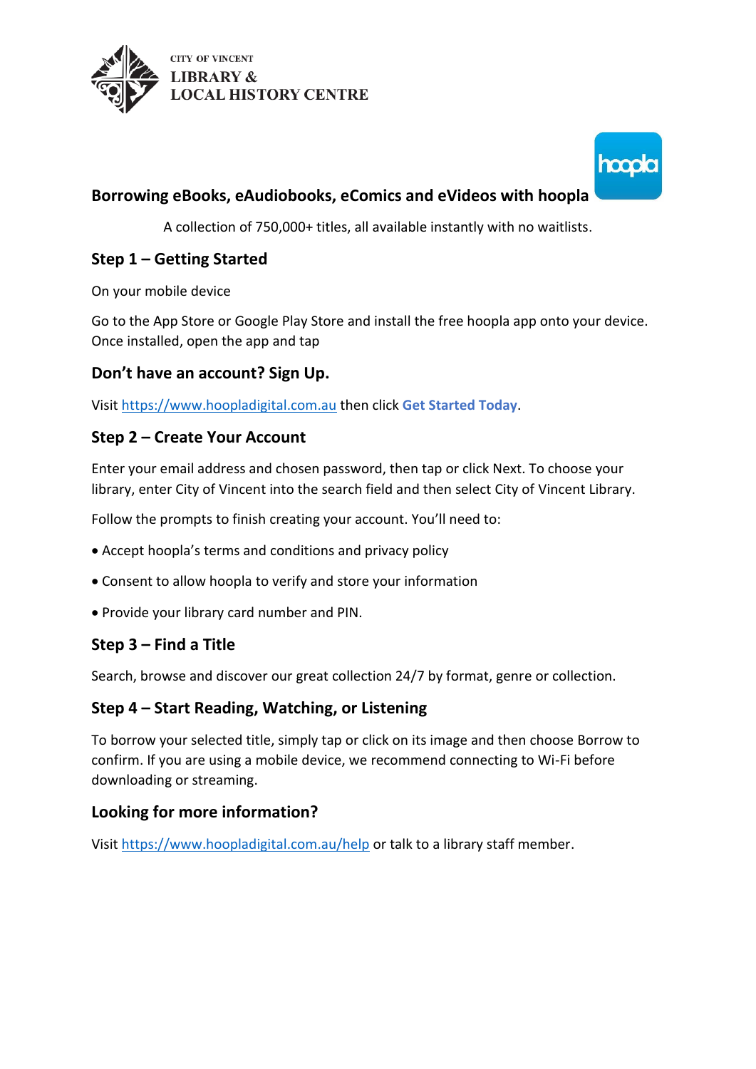CITY OF VINCENT
LIBRARY &
LOCAL HISTORY CENTRE

## Borrowing eBooks, eAudiobooks, eComics and eVideos with hoopla

A collection of 750,000+ titles, all available instantly with no waitlists.

### Step 1 – Getting Started

On your mobile device

Go to the App Store or Google Play Store and install the free hoopla app onto your device. Once installed, open the app and tap

### Don't have an account? Sign Up.

Visit https://www.hoopladigital.com.au then click **Get Started Today**.

### Step 2 – Create Your Account

Enter your email address and chosen password, then tap or click Next. To choose your library, enter City of Vincent into the search field and then select City of Vincent Library.

Follow the prompts to finish creating your account. You'll need to:

- Accept hoopla's terms and conditions and privacy policy
- Consent to allow hoopla to verify and store your information
- Provide your library card number and PIN.

### Step 3 – Find a Title

Search, browse and discover our great collection 24/7 by format, genre or collection.

### Step 4 – Start Reading, Watching, or Listening

To borrow your selected title, simply tap or click on its image and then choose Borrow to confirm. If you are using a mobile device, we recommend connecting to Wi-Fi before downloading or streaming.

### Looking for more information?

Visit https://www.hoopladigital.com.au/help or talk to a library staff member.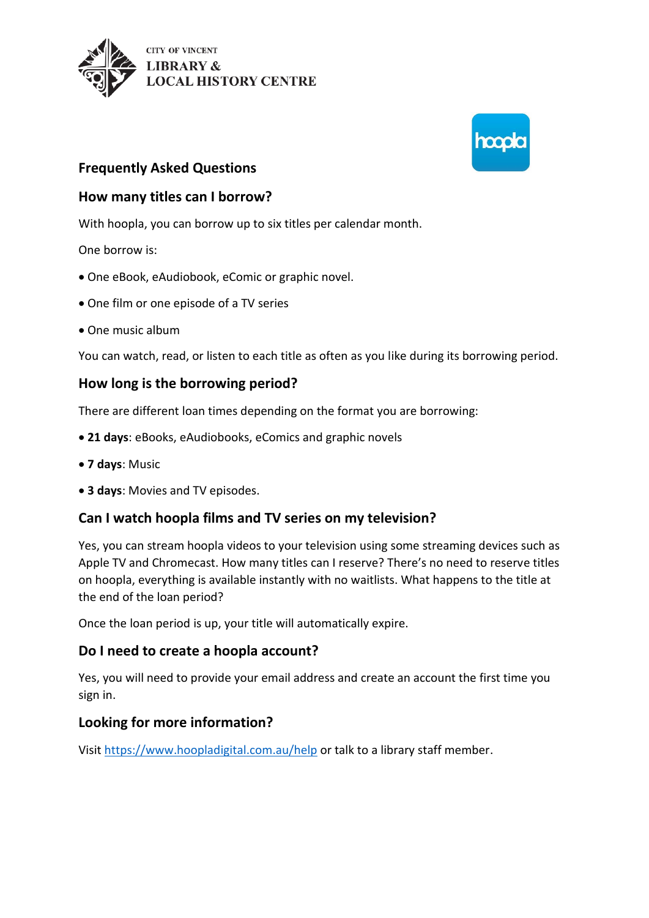CITY OF VINCENT
LIBRARY &
LOCAL HISTORY CENTRE

## Frequently Asked Questions

### How many titles can I borrow?

With hoopla, you can borrow up to six titles per calendar month.

One borrow is:

- One eBook, eAudiobook, eComic or graphic novel.
- One film or one episode of a TV series
- One music album

You can watch, read, or listen to each title as often as you like during its borrowing period.

### How long is the borrowing period?

There are different loan times depending on the format you are borrowing:

- **21 days**: eBooks, eAudiobooks, eComics and graphic novels
- **7 days**: Music
- **3 days**: Movies and TV episodes.

### Can I watch hoopla films and TV series on my television?

Yes, you can stream hoopla videos to your television using some streaming devices such as Apple TV and Chromecast. How many titles can I reserve? There's no need to reserve titles on hoopla, everything is available instantly with no waitlists. What happens to the title at the end of the loan period?

Once the loan period is up, your title will automatically expire.

### Do I need to create a hoopla account?

Yes, you will need to provide your email address and create an account the first time you sign in.

### Looking for more information?

Visit https://www.hoopladigital.com.au/help or talk to a library staff member.